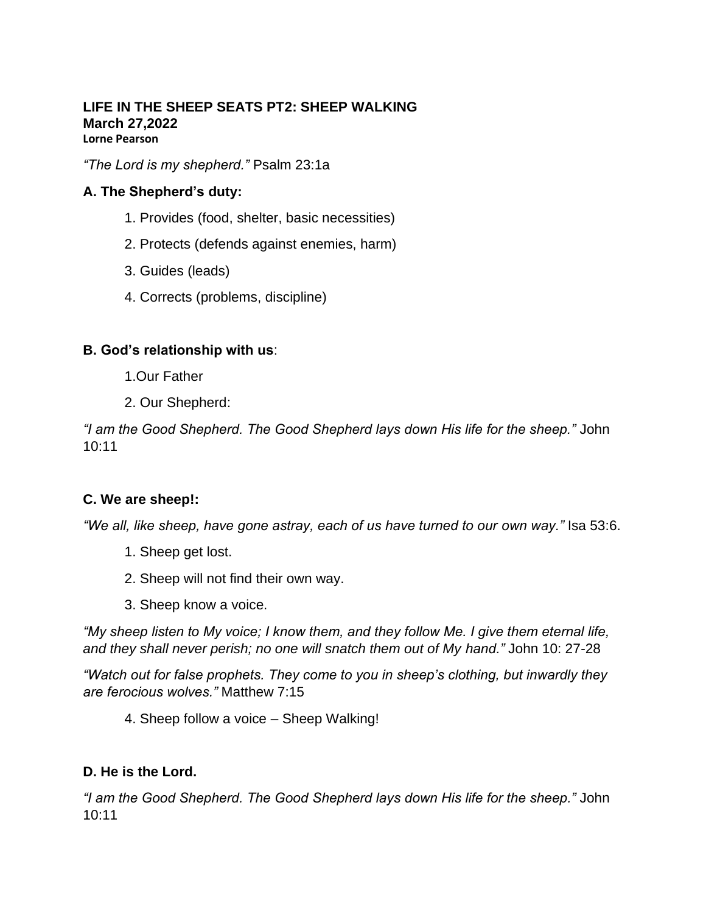# LIFE IN THE SHEEP SEATS PT2: SHEEP WALKING

**March 27,2022**

**Lorne Pearson**

*"The Lord is my shepherd."* Psalm 23:1a

## A. The Shepherd's duty:

1. Provides (food, shelter, basic necessities)
2. Protects (defends against enemies, harm)
3. Guides (leads)
4. Corrects (problems, discipline)

## B. God's relationship with us:

1. Our Father
2. Our Shepherd:

*"I am the Good Shepherd. The Good Shepherd lays down His life for the sheep."* John 10:11

## C. We are sheep!:

*"We all, like sheep, have gone astray, each of us have turned to our own way."* Isa 53:6.

1. Sheep get lost.
2. Sheep will not find their own way.
3. Sheep know a voice.

*"My sheep listen to My voice; I know them, and they follow Me. I give them eternal life, and they shall never perish; no one will snatch them out of My hand."* John 10: 27-28

*"Watch out for false prophets. They come to you in sheep's clothing, but inwardly they are ferocious wolves."* Matthew 7:15

4. Sheep follow a voice – Sheep Walking!

## D. He is the Lord.

*"I am the Good Shepherd. The Good Shepherd lays down His life for the sheep."* John 10:11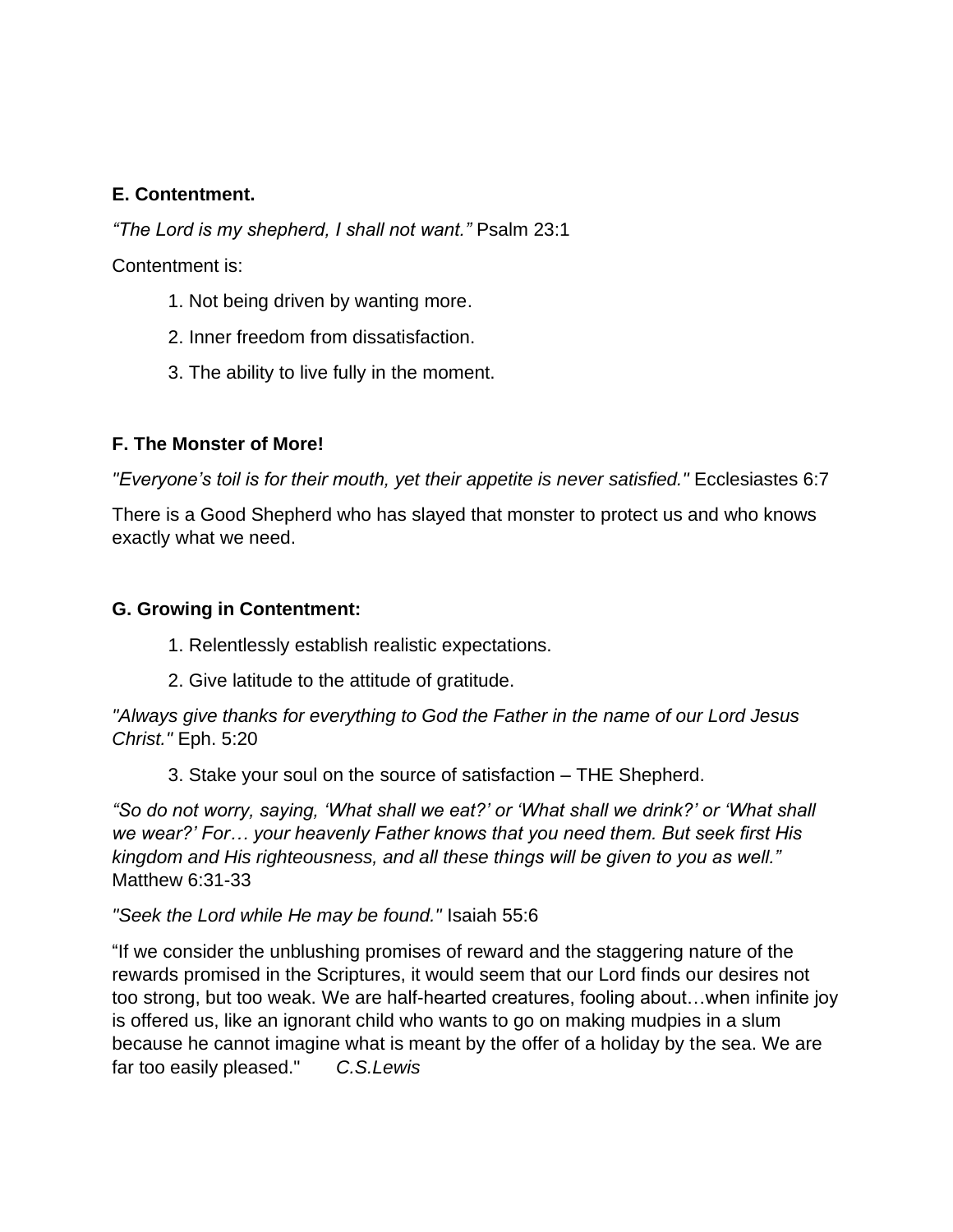**E. Contentment.**

*“The Lord is my shepherd, I shall not want.”* Psalm 23:1

Contentment is:

1. Not being driven by wanting more.
2. Inner freedom from dissatisfaction.
3. The ability to live fully in the moment.

**F. The Monster of More!**

*"Everyone’s toil is for their mouth, yet their appetite is never satisfied."* Ecclesiastes 6:7

There is a Good Shepherd who has slayed that monster to protect us and who knows exactly what we need.

**G. Growing in Contentment:**

1. Relentlessly establish realistic expectations.
2. Give latitude to the attitude of gratitude.

*"Always give thanks for everything to God the Father in the name of our Lord Jesus Christ."* Eph. 5:20

3. Stake your soul on the source of satisfaction – THE Shepherd.

*“So do not worry, saying, ‘What shall we eat?’ or ‘What shall we drink?’ or ‘What shall we wear?’ For… your heavenly Father knows that you need them. But seek first His kingdom and His righteousness, and all these things will be given to you as well.”* Matthew 6:31-33

*"Seek the Lord while He may be found."* Isaiah 55:6

“If we consider the unblushing promises of reward and the staggering nature of the rewards promised in the Scriptures, it would seem that our Lord finds our desires not too strong, but too weak. We are half-hearted creatures, fooling about…when infinite joy is offered us, like an ignorant child who wants to go on making mudpies in a slum because he cannot imagine what is meant by the offer of a holiday by the sea. We are far too easily pleased." *C.S.Lewis*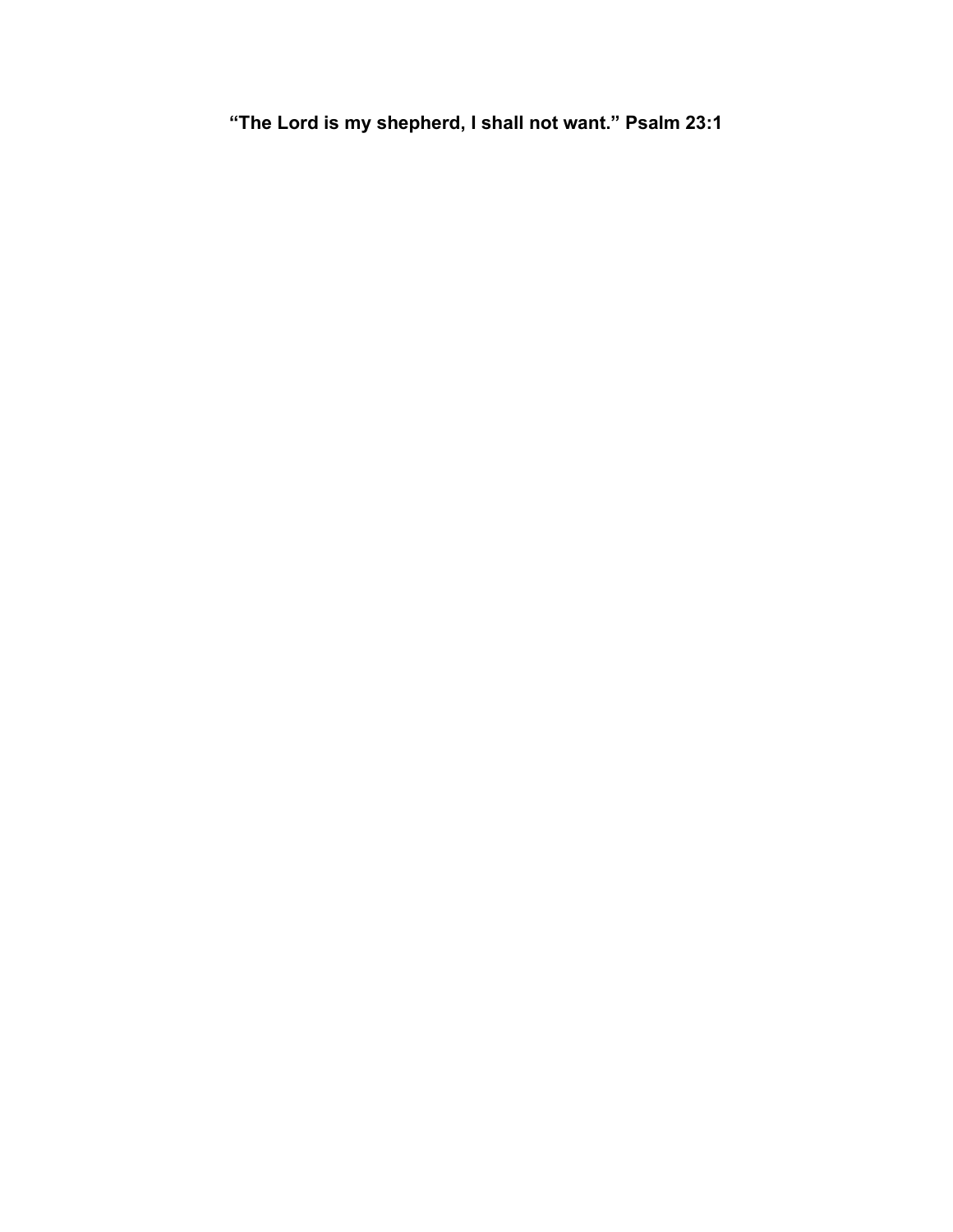**“The Lord is my shepherd, I shall not want.” Psalm 23:1**